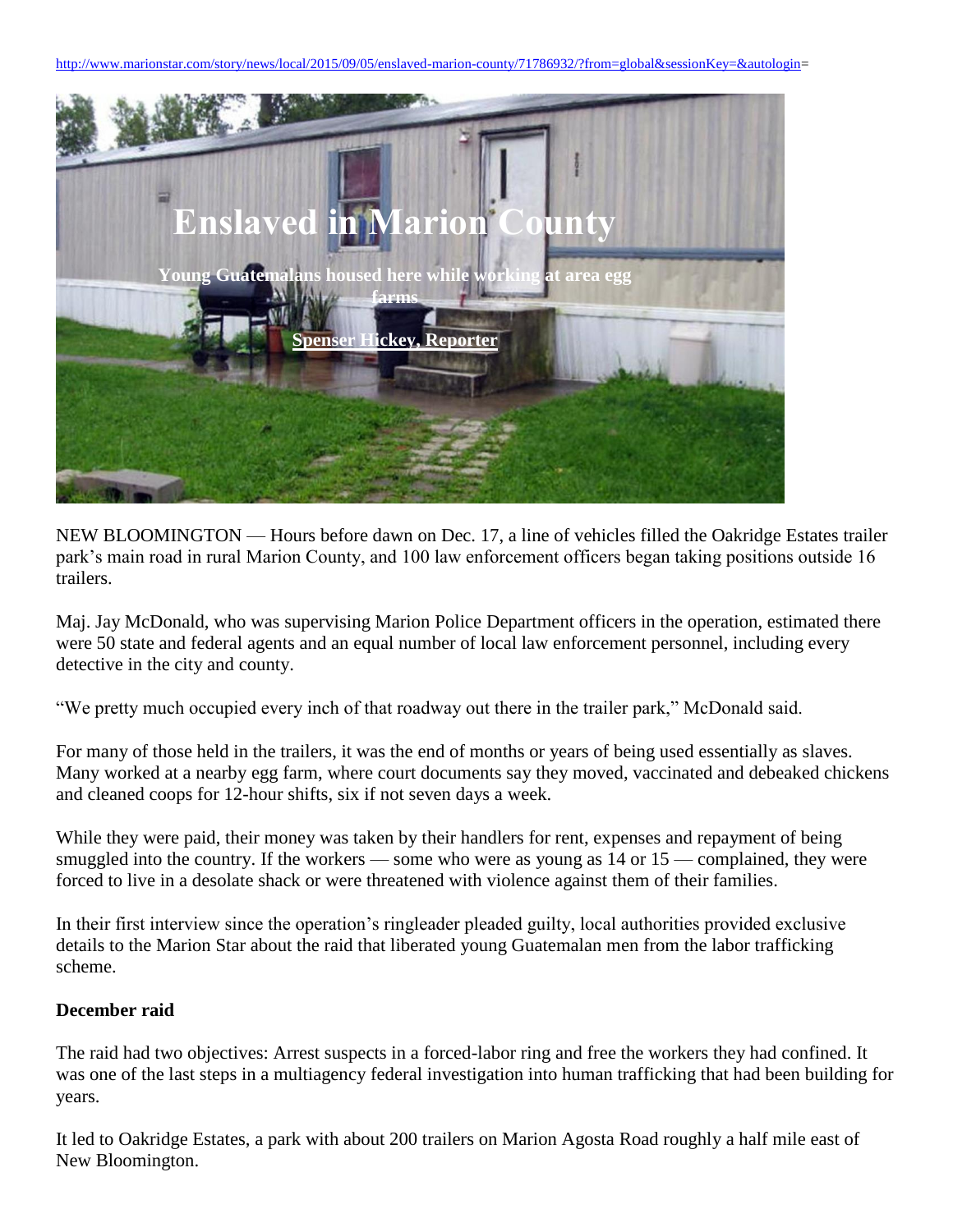http://www.marionstar.com/story/news/local/2015/09/05/enslaved-marion-county/71786932/?from=global&sessionKey=&autologin=

# Enslaved in Marion County

**Young Guatemalans housed here while working at area egg farms**

**Spenser Hickey, Reporter**

NEW BLOOMINGTON — Hours before dawn on Dec. 17, a line of vehicles filled the Oakridge Estates trailer park's main road in rural Marion County, and 100 law enforcement officers began taking positions outside 16 trailers.

Maj. Jay McDonald, who was supervising Marion Police Department officers in the operation, estimated there were 50 state and federal agents and an equal number of local law enforcement personnel, including every detective in the city and county.

"We pretty much occupied every inch of that roadway out there in the trailer park," McDonald said.

For many of those held in the trailers, it was the end of months or years of being used essentially as slaves. Many worked at a nearby egg farm, where court documents say they moved, vaccinated and debeaked chickens and cleaned coops for 12-hour shifts, six if not seven days a week.

While they were paid, their money was taken by their handlers for rent, expenses and repayment of being smuggled into the country. If the workers — some who were as young as 14 or 15 — complained, they were forced to live in a desolate shack or were threatened with violence against them of their families.

In their first interview since the operation's ringleader pleaded guilty, local authorities provided exclusive details to the Marion Star about the raid that liberated young Guatemalan men from the labor trafficking scheme.

**December raid**

The raid had two objectives: Arrest suspects in a forced-labor ring and free the workers they had confined. It was one of the last steps in a multiagency federal investigation into human trafficking that had been building for years.

It led to Oakridge Estates, a park with about 200 trailers on Marion Agosta Road roughly a half mile east of New Bloomington.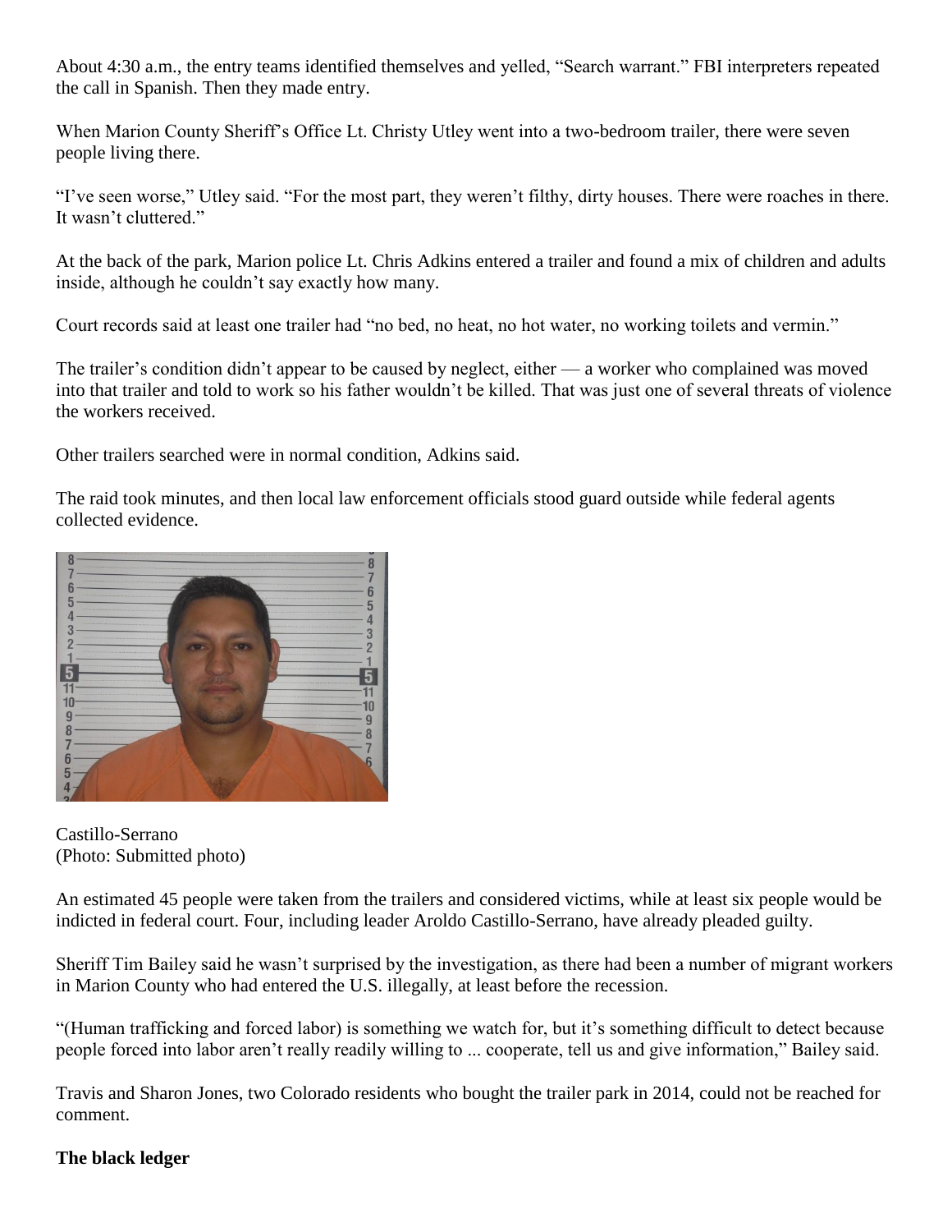About 4:30 a.m., the entry teams identified themselves and yelled, "Search warrant." FBI interpreters repeated the call in Spanish. Then they made entry.

When Marion County Sheriff's Office Lt. Christy Utley went into a two-bedroom trailer, there were seven people living there.

"I've seen worse," Utley said. "For the most part, they weren't filthy, dirty houses. There were roaches in there. It wasn't cluttered."

At the back of the park, Marion police Lt. Chris Adkins entered a trailer and found a mix of children and adults inside, although he couldn't say exactly how many.

Court records said at least one trailer had "no bed, no heat, no hot water, no working toilets and vermin."

The trailer's condition didn't appear to be caused by neglect, either — a worker who complained was moved into that trailer and told to work so his father wouldn't be killed. That was just one of several threats of violence the workers received.

Other trailers searched were in normal condition, Adkins said.

The raid took minutes, and then local law enforcement officials stood guard outside while federal agents collected evidence.

Castillo-Serrano
(Photo: Submitted photo)

An estimated 45 people were taken from the trailers and considered victims, while at least six people would be indicted in federal court. Four, including leader Aroldo Castillo-Serrano, have already pleaded guilty.

Sheriff Tim Bailey said he wasn't surprised by the investigation, as there had been a number of migrant workers in Marion County who had entered the U.S. illegally, at least before the recession.

"(Human trafficking and forced labor) is something we watch for, but it's something difficult to detect because people forced into labor aren't really readily willing to ... cooperate, tell us and give information," Bailey said.

Travis and Sharon Jones, two Colorado residents who bought the trailer park in 2014, could not be reached for comment.

**The black ledger**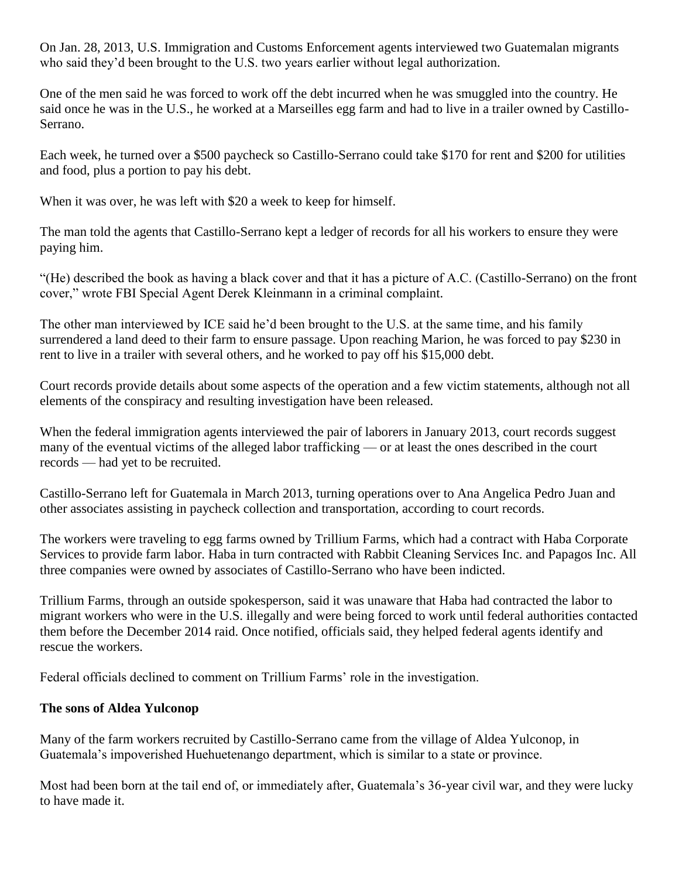On Jan. 28, 2013, U.S. Immigration and Customs Enforcement agents interviewed two Guatemalan migrants who said they'd been brought to the U.S. two years earlier without legal authorization.

One of the men said he was forced to work off the debt incurred when he was smuggled into the country. He said once he was in the U.S., he worked at a Marseilles egg farm and had to live in a trailer owned by Castillo-Serrano.

Each week, he turned over a $500 paycheck so Castillo-Serrano could take $170 for rent and $200 for utilities and food, plus a portion to pay his debt.

When it was over, he was left with $20 a week to keep for himself.

The man told the agents that Castillo-Serrano kept a ledger of records for all his workers to ensure they were paying him.

"(He) described the book as having a black cover and that it has a picture of A.C. (Castillo-Serrano) on the front cover," wrote FBI Special Agent Derek Kleinmann in a criminal complaint.

The other man interviewed by ICE said he'd been brought to the U.S. at the same time, and his family surrendered a land deed to their farm to ensure passage. Upon reaching Marion, he was forced to pay $230 in rent to live in a trailer with several others, and he worked to pay off his $15,000 debt.

Court records provide details about some aspects of the operation and a few victim statements, although not all elements of the conspiracy and resulting investigation have been released.

When the federal immigration agents interviewed the pair of laborers in January 2013, court records suggest many of the eventual victims of the alleged labor trafficking — or at least the ones described in the court records — had yet to be recruited.

Castillo-Serrano left for Guatemala in March 2013, turning operations over to Ana Angelica Pedro Juan and other associates assisting in paycheck collection and transportation, according to court records.

The workers were traveling to egg farms owned by Trillium Farms, which had a contract with Haba Corporate Services to provide farm labor. Haba in turn contracted with Rabbit Cleaning Services Inc. and Papagos Inc. All three companies were owned by associates of Castillo-Serrano who have been indicted.

Trillium Farms, through an outside spokesperson, said it was unaware that Haba had contracted the labor to migrant workers who were in the U.S. illegally and were being forced to work until federal authorities contacted them before the December 2014 raid. Once notified, officials said, they helped federal agents identify and rescue the workers.

Federal officials declined to comment on Trillium Farms' role in the investigation.

**The sons of Aldea Yulconop**

Many of the farm workers recruited by Castillo-Serrano came from the village of Aldea Yulconop, in Guatemala's impoverished Huehuetenango department, which is similar to a state or province.

Most had been born at the tail end of, or immediately after, Guatemala's 36-year civil war, and they were lucky to have made it.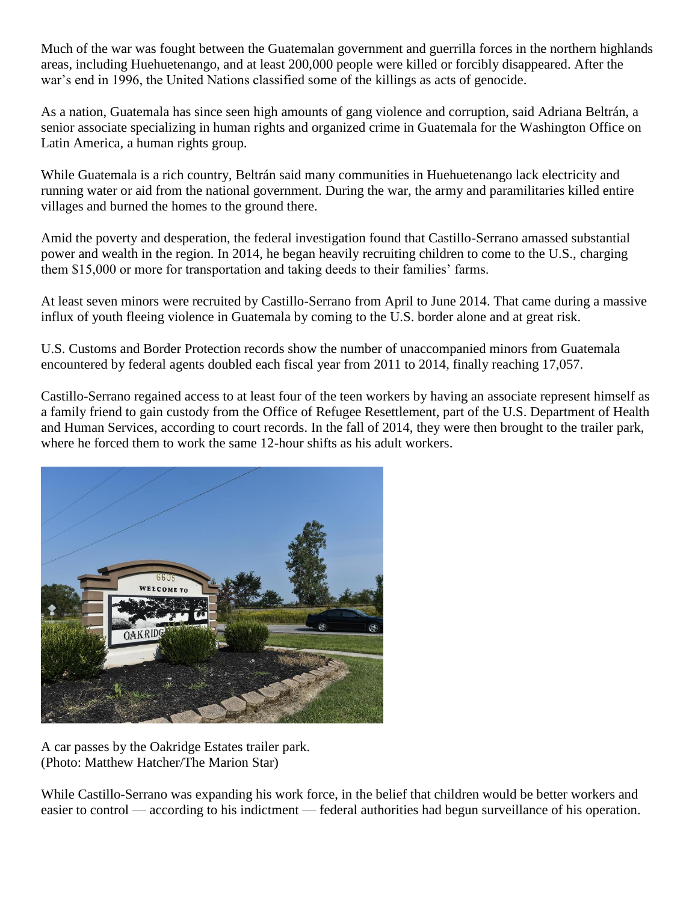Much of the war was fought between the Guatemalan government and guerrilla forces in the northern highlands areas, including Huehuetenango, and at least 200,000 people were killed or forcibly disappeared. After the war's end in 1996, the United Nations classified some of the killings as acts of genocide.

As a nation, Guatemala has since seen high amounts of gang violence and corruption, said Adriana Beltrán, a senior associate specializing in human rights and organized crime in Guatemala for the Washington Office on Latin America, a human rights group.

While Guatemala is a rich country, Beltrán said many communities in Huehuetenango lack electricity and running water or aid from the national government. During the war, the army and paramilitaries killed entire villages and burned the homes to the ground there.

Amid the poverty and desperation, the federal investigation found that Castillo-Serrano amassed substantial power and wealth in the region. In 2014, he began heavily recruiting children to come to the U.S., charging them $15,000 or more for transportation and taking deeds to their families' farms.

At least seven minors were recruited by Castillo-Serrano from April to June 2014. That came during a massive influx of youth fleeing violence in Guatemala by coming to the U.S. border alone and at great risk.

U.S. Customs and Border Protection records show the number of unaccompanied minors from Guatemala encountered by federal agents doubled each fiscal year from 2011 to 2014, finally reaching 17,057.

Castillo-Serrano regained access to at least four of the teen workers by having an associate represent himself as a family friend to gain custody from the Office of Refugee Resettlement, part of the U.S. Department of Health and Human Services, according to court records. In the fall of 2014, they were then brought to the trailer park, where he forced them to work the same 12-hour shifts as his adult workers.

A car passes by the Oakridge Estates trailer park.
(Photo: Matthew Hatcher/The Marion Star)

While Castillo-Serrano was expanding his work force, in the belief that children would be better workers and easier to control — according to his indictment — federal authorities had begun surveillance of his operation.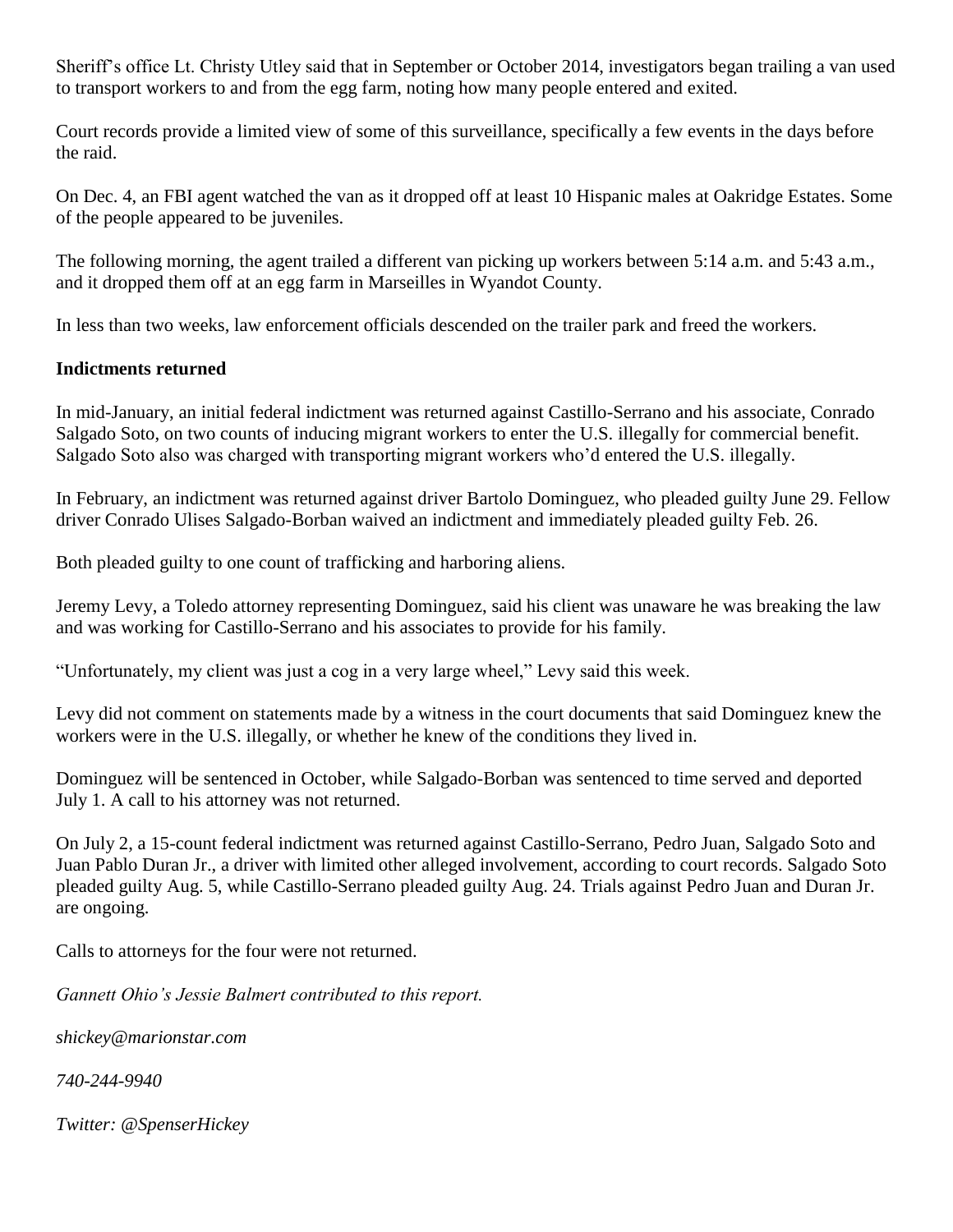Sheriff's office Lt. Christy Utley said that in September or October 2014, investigators began trailing a van used to transport workers to and from the egg farm, noting how many people entered and exited.

Court records provide a limited view of some of this surveillance, specifically a few events in the days before the raid.

On Dec. 4, an FBI agent watched the van as it dropped off at least 10 Hispanic males at Oakridge Estates. Some of the people appeared to be juveniles.

The following morning, the agent trailed a different van picking up workers between 5:14 a.m. and 5:43 a.m., and it dropped them off at an egg farm in Marseilles in Wyandot County.

In less than two weeks, law enforcement officials descended on the trailer park and freed the workers.

**Indictments returned**

In mid-January, an initial federal indictment was returned against Castillo-Serrano and his associate, Conrado Salgado Soto, on two counts of inducing migrant workers to enter the U.S. illegally for commercial benefit. Salgado Soto also was charged with transporting migrant workers who'd entered the U.S. illegally.

In February, an indictment was returned against driver Bartolo Dominguez, who pleaded guilty June 29. Fellow driver Conrado Ulises Salgado-Borban waived an indictment and immediately pleaded guilty Feb. 26.

Both pleaded guilty to one count of trafficking and harboring aliens.

Jeremy Levy, a Toledo attorney representing Dominguez, said his client was unaware he was breaking the law and was working for Castillo-Serrano and his associates to provide for his family.

"Unfortunately, my client was just a cog in a very large wheel," Levy said this week.

Levy did not comment on statements made by a witness in the court documents that said Dominguez knew the workers were in the U.S. illegally, or whether he knew of the conditions they lived in.

Dominguez will be sentenced in October, while Salgado-Borban was sentenced to time served and deported July 1. A call to his attorney was not returned.

On July 2, a 15-count federal indictment was returned against Castillo-Serrano, Pedro Juan, Salgado Soto and Juan Pablo Duran Jr., a driver with limited other alleged involvement, according to court records. Salgado Soto pleaded guilty Aug. 5, while Castillo-Serrano pleaded guilty Aug. 24. Trials against Pedro Juan and Duran Jr. are ongoing.

Calls to attorneys for the four were not returned.

*Gannett Ohio's Jessie Balmert contributed to this report.*

*shickey@marionstar.com*

*740-244-9940*

*Twitter: @SpenserHickey*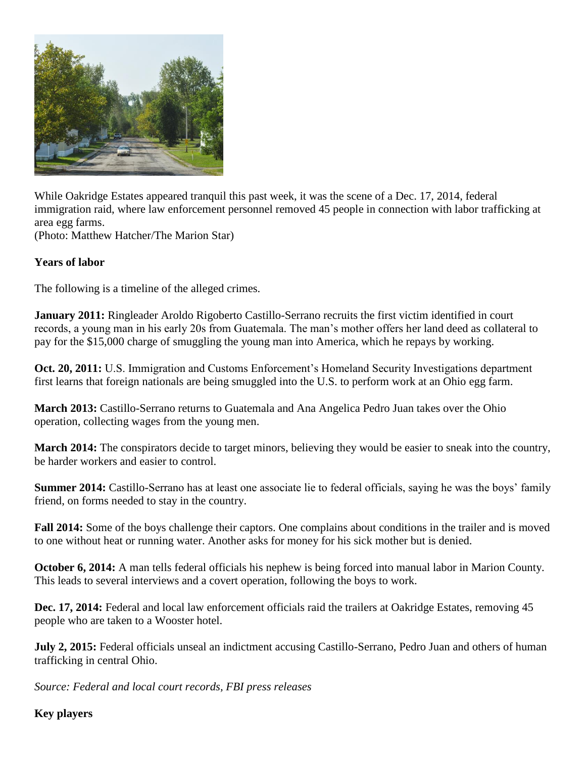While Oakridge Estates appeared tranquil this past week, it was the scene of a Dec. 17, 2014, federal immigration raid, where law enforcement personnel removed 45 people in connection with labor trafficking at area egg farms.
(Photo: Matthew Hatcher/The Marion Star)

**Years of labor**

The following is a timeline of the alleged crimes.

**January 2011:** Ringleader Aroldo Rigoberto Castillo-Serrano recruits the first victim identified in court records, a young man in his early 20s from Guatemala. The man's mother offers her land deed as collateral to pay for the $15,000 charge of smuggling the young man into America, which he repays by working.

**Oct. 20, 2011:** U.S. Immigration and Customs Enforcement's Homeland Security Investigations department first learns that foreign nationals are being smuggled into the U.S. to perform work at an Ohio egg farm.

**March 2013:** Castillo-Serrano returns to Guatemala and Ana Angelica Pedro Juan takes over the Ohio operation, collecting wages from the young men.

**March 2014:** The conspirators decide to target minors, believing they would be easier to sneak into the country, be harder workers and easier to control.

**Summer 2014:** Castillo-Serrano has at least one associate lie to federal officials, saying he was the boys' family friend, on forms needed to stay in the country.

**Fall 2014:** Some of the boys challenge their captors. One complains about conditions in the trailer and is moved to one without heat or running water. Another asks for money for his sick mother but is denied.

**October 6, 2014:** A man tells federal officials his nephew is being forced into manual labor in Marion County. This leads to several interviews and a covert operation, following the boys to work.

**Dec. 17, 2014:** Federal and local law enforcement officials raid the trailers at Oakridge Estates, removing 45 people who are taken to a Wooster hotel.

**July 2, 2015:** Federal officials unseal an indictment accusing Castillo-Serrano, Pedro Juan and others of human trafficking in central Ohio.

*Source: Federal and local court records, FBI press releases*

**Key players**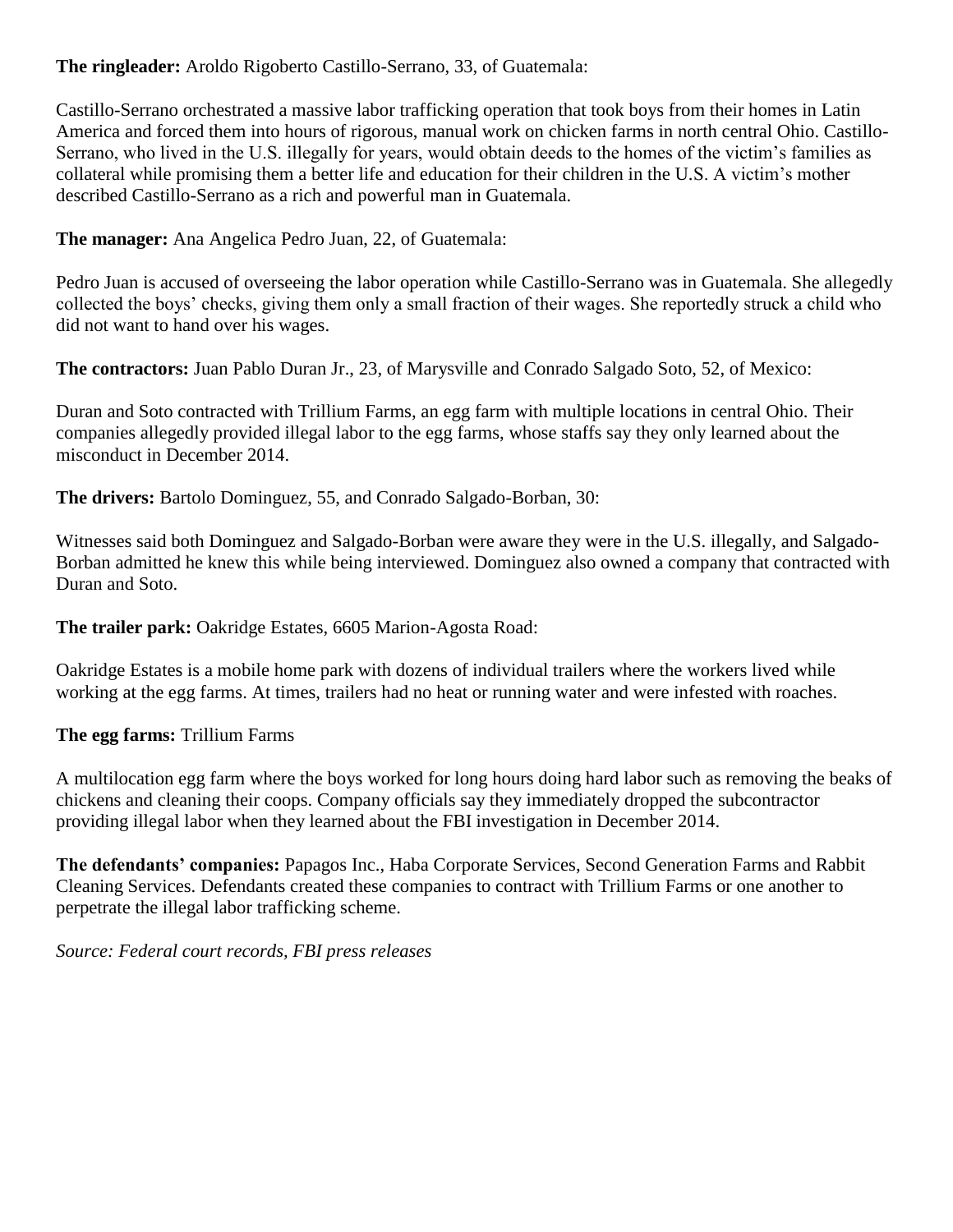**The ringleader:** Aroldo Rigoberto Castillo-Serrano, 33, of Guatemala:

Castillo-Serrano orchestrated a massive labor trafficking operation that took boys from their homes in Latin America and forced them into hours of rigorous, manual work on chicken farms in north central Ohio. Castillo-Serrano, who lived in the U.S. illegally for years, would obtain deeds to the homes of the victim's families as collateral while promising them a better life and education for their children in the U.S. A victim's mother described Castillo-Serrano as a rich and powerful man in Guatemala.

**The manager:** Ana Angelica Pedro Juan, 22, of Guatemala:

Pedro Juan is accused of overseeing the labor operation while Castillo-Serrano was in Guatemala. She allegedly collected the boys' checks, giving them only a small fraction of their wages. She reportedly struck a child who did not want to hand over his wages.

**The contractors:** Juan Pablo Duran Jr., 23, of Marysville and Conrado Salgado Soto, 52, of Mexico:

Duran and Soto contracted with Trillium Farms, an egg farm with multiple locations in central Ohio. Their companies allegedly provided illegal labor to the egg farms, whose staffs say they only learned about the misconduct in December 2014.

**The drivers:** Bartolo Dominguez, 55, and Conrado Salgado-Borban, 30:

Witnesses said both Dominguez and Salgado-Borban were aware they were in the U.S. illegally, and Salgado-Borban admitted he knew this while being interviewed. Dominguez also owned a company that contracted with Duran and Soto.

**The trailer park:** Oakridge Estates, 6605 Marion-Agosta Road:

Oakridge Estates is a mobile home park with dozens of individual trailers where the workers lived while working at the egg farms. At times, trailers had no heat or running water and were infested with roaches.

**The egg farms:** Trillium Farms

A multilocation egg farm where the boys worked for long hours doing hard labor such as removing the beaks of chickens and cleaning their coops. Company officials say they immediately dropped the subcontractor providing illegal labor when they learned about the FBI investigation in December 2014.

**The defendants' companies:** Papagos Inc., Haba Corporate Services, Second Generation Farms and Rabbit Cleaning Services. Defendants created these companies to contract with Trillium Farms or one another to perpetrate the illegal labor trafficking scheme.

*Source: Federal court records, FBI press releases*